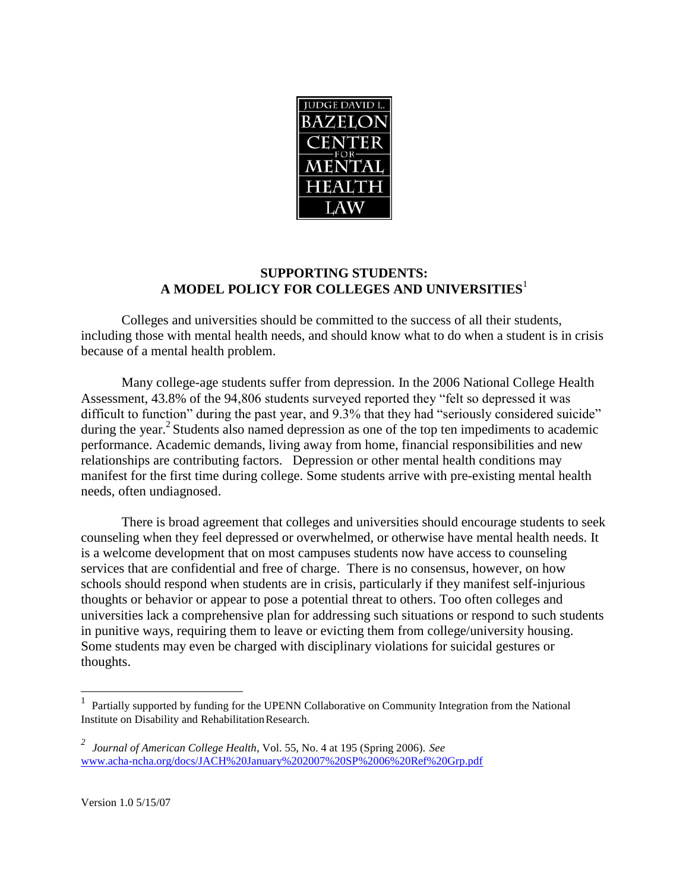JUDGE DAVID L. BAZELON CENTER FOR MENTAL HEALTH LAW

# SUPPORTING STUDENTS: A MODEL POLICY FOR COLLEGES AND UNIVERSITIES[1]

Colleges and universities should be committed to the success of all their students, including those with mental health needs, and should know what to do when a student is in crisis because of a mental health problem.

Many college-age students suffer from depression. In the 2006 National College Health Assessment, 43.8% of the 94,806 students surveyed reported they "felt so depressed it was difficult to function" during the past year, and 9.3% that they had "seriously considered suicide" during the year.[2] Students also named depression as one of the top ten impediments to academic performance. Academic demands, living away from home, financial responsibilities and new relationships are contributing factors. Depression or other mental health conditions may manifest for the first time during college. Some students arrive with pre-existing mental health needs, often undiagnosed.

There is broad agreement that colleges and universities should encourage students to seek counseling when they feel depressed or overwhelmed, or otherwise have mental health needs. It is a welcome development that on most campuses students now have access to counseling services that are confidential and free of charge. There is no consensus, however, on how schools should respond when students are in crisis, particularly if they manifest self-injurious thoughts or behavior or appear to pose a potential threat to others. Too often colleges and universities lack a comprehensive plan for addressing such situations or respond to such students in punitive ways, requiring them to leave or evicting them from college/university housing. Some students may even be charged with disciplinary violations for suicidal gestures or thoughts.

---

[1] Partially supported by funding for the UPENN Collaborative on Community Integration from the National Institute on Disability and Rehabilitation Research.

[2] *Journal of American College Health*, Vol. 55, No. 4 at 195 (Spring 2006). *See* www.acha-ncha.org/docs/JACH%20January%202007%20SP%2006%20Ref%20Grp.pdf

Version 1.0 5/15/07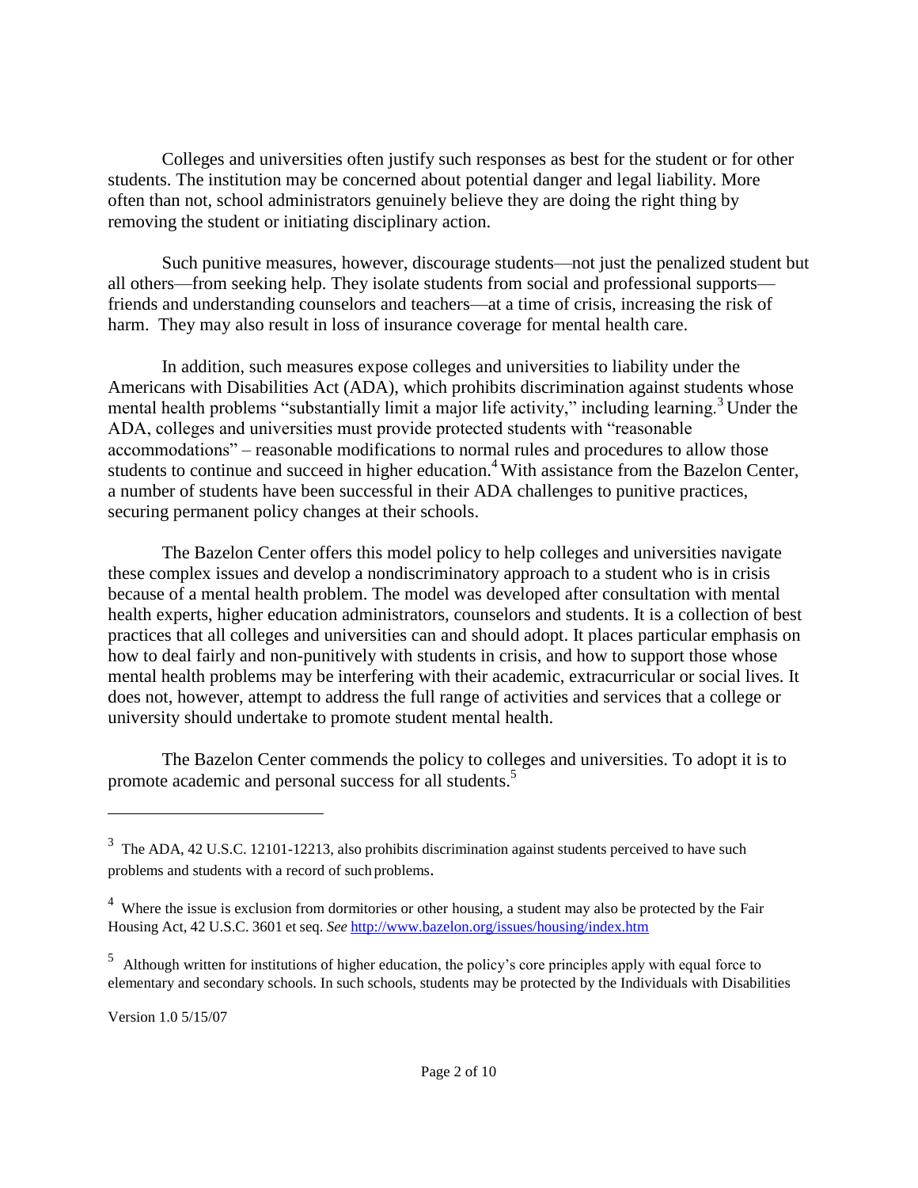Colleges and universities often justify such responses as best for the student or for other students. The institution may be concerned about potential danger and legal liability. More often than not, school administrators genuinely believe they are doing the right thing by removing the student or initiating disciplinary action.

Such punitive measures, however, discourage students—not just the penalized student but all others—from seeking help. They isolate students from social and professional supports—friends and understanding counselors and teachers—at a time of crisis, increasing the risk of harm. They may also result in loss of insurance coverage for mental health care.

In addition, such measures expose colleges and universities to liability under the Americans with Disabilities Act (ADA), which prohibits discrimination against students whose mental health problems "substantially limit a major life activity," including learning.[3] Under the ADA, colleges and universities must provide protected students with "reasonable accommodations" – reasonable modifications to normal rules and procedures to allow those students to continue and succeed in higher education.[4] With assistance from the Bazelon Center, a number of students have been successful in their ADA challenges to punitive practices, securing permanent policy changes at their schools.

The Bazelon Center offers this model policy to help colleges and universities navigate these complex issues and develop a nondiscriminatory approach to a student who is in crisis because of a mental health problem. The model was developed after consultation with mental health experts, higher education administrators, counselors and students. It is a collection of best practices that all colleges and universities can and should adopt. It places particular emphasis on how to deal fairly and non-punitively with students in crisis, and how to support those whose mental health problems may be interfering with their academic, extracurricular or social lives. It does not, however, attempt to address the full range of activities and services that a college or university should undertake to promote student mental health.

The Bazelon Center commends the policy to colleges and universities. To adopt it is to promote academic and personal success for all students.[5]

---

[3] The ADA, 42 U.S.C. 12101-12213, also prohibits discrimination against students perceived to have such problems and students with a record of such problems.

[4] Where the issue is exclusion from dormitories or other housing, a student may also be protected by the Fair Housing Act, 42 U.S.C. 3601 et seq. *See* http://www.bazelon.org/issues/housing/index.htm

[5] Although written for institutions of higher education, the policy's core principles apply with equal force to elementary and secondary schools. In such schools, students may be protected by the Individuals with Disabilities

Version 1.0 5/15/07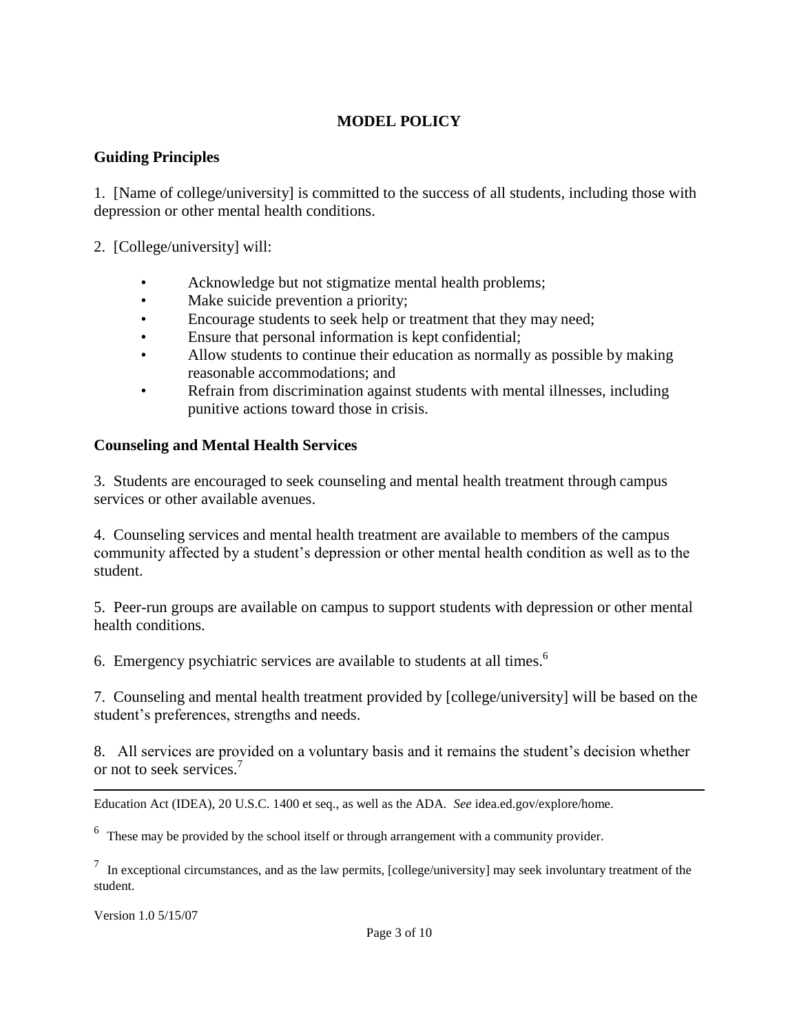# MODEL POLICY

## Guiding Principles

1. [Name of college/university] is committed to the success of all students, including those with depression or other mental health conditions.

2. [College/university] will:

- Acknowledge but not stigmatize mental health problems;
- Make suicide prevention a priority;
- Encourage students to seek help or treatment that they may need;
- Ensure that personal information is kept confidential;
- Allow students to continue their education as normally as possible by making reasonable accommodations; and
- Refrain from discrimination against students with mental illnesses, including punitive actions toward those in crisis.

## Counseling and Mental Health Services

3. Students are encouraged to seek counseling and mental health treatment through campus services or other available avenues.

4. Counseling services and mental health treatment are available to members of the campus community affected by a student's depression or other mental health condition as well as to the student.

5. Peer-run groups are available on campus to support students with depression or other mental health conditions.

6. Emergency psychiatric services are available to students at all times.[6]

7. Counseling and mental health treatment provided by [college/university] will be based on the student's preferences, strengths and needs.

8. All services are provided on a voluntary basis and it remains the student's decision whether or not to seek services.[7]

---

Education Act (IDEA), 20 U.S.C. 1400 et seq., as well as the ADA. *See* idea.ed.gov/explore/home.

[6] These may be provided by the school itself or through arrangement with a community provider.

[7] In exceptional circumstances, and as the law permits, [college/university] may seek involuntary treatment of the student.

Version 1.0 5/15/07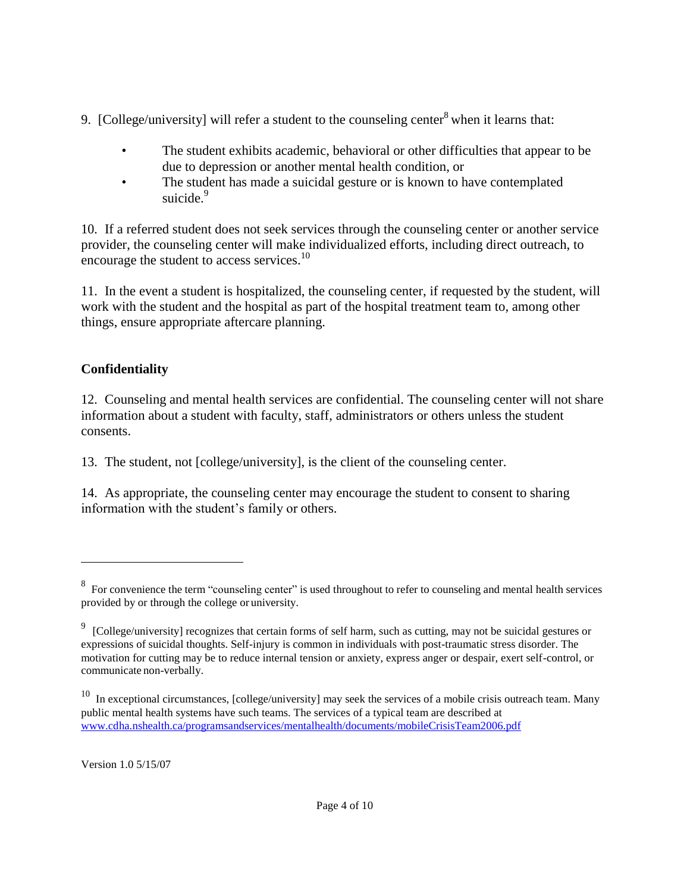9. [College/university] will refer a student to the counseling center[8] when it learns that:

- The student exhibits academic, behavioral or other difficulties that appear to be due to depression or another mental health condition, or
- The student has made a suicidal gesture or is known to have contemplated suicide.[9]

10. If a referred student does not seek services through the counseling center or another service provider, the counseling center will make individualized efforts, including direct outreach, to encourage the student to access services.[10]

11. In the event a student is hospitalized, the counseling center, if requested by the student, will work with the student and the hospital as part of the hospital treatment team to, among other things, ensure appropriate aftercare planning.

**Confidentiality**

12. Counseling and mental health services are confidential. The counseling center will not share information about a student with faculty, staff, administrators or others unless the student consents.

13. The student, not [college/university], is the client of the counseling center.

14. As appropriate, the counseling center may encourage the student to consent to sharing information with the student's family or others.

---

[8] For convenience the term "counseling center" is used throughout to refer to counseling and mental health services provided by or through the college or university.

[9] [College/university] recognizes that certain forms of self harm, such as cutting, may not be suicidal gestures or expressions of suicidal thoughts. Self-injury is common in individuals with post-traumatic stress disorder. The motivation for cutting may be to reduce internal tension or anxiety, express anger or despair, exert self-control, or communicate non-verbally.

[10] In exceptional circumstances, [college/university] may seek the services of a mobile crisis outreach team. Many public mental health systems have such teams. The services of a typical team are described at www.cdha.nshealth.ca/programsandservices/mentalhealth/documents/mobileCrisisTeam2006.pdf

Version 1.0 5/15/07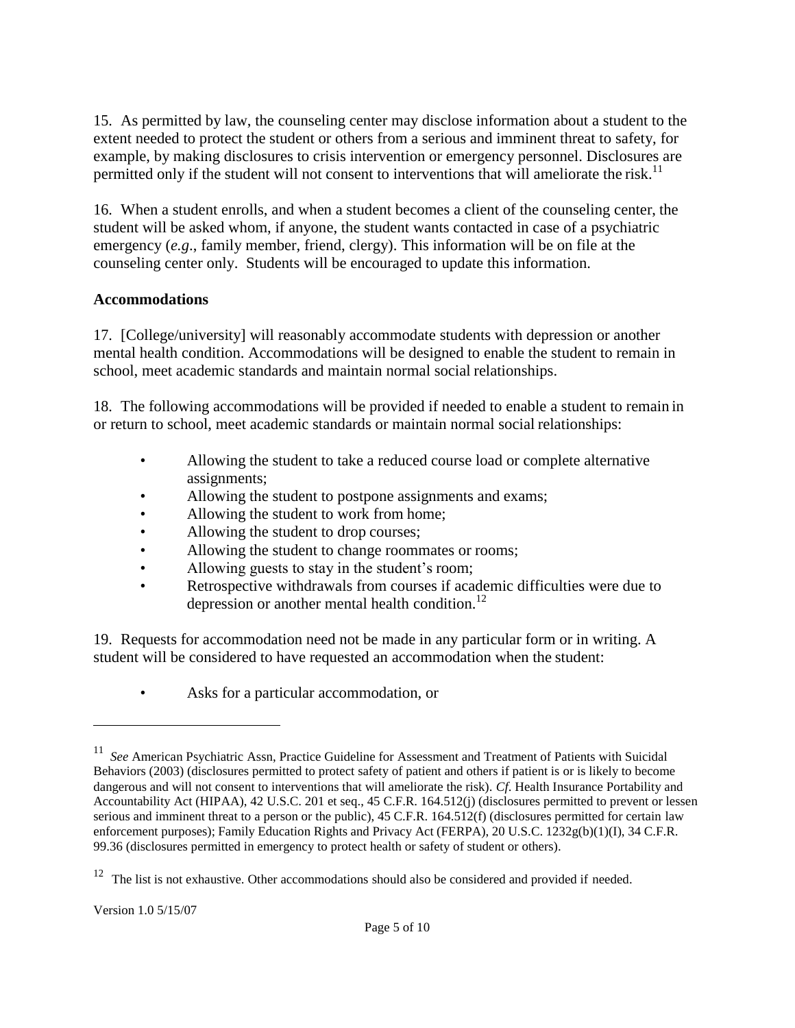15. As permitted by law, the counseling center may disclose information about a student to the extent needed to protect the student or others from a serious and imminent threat to safety, for example, by making disclosures to crisis intervention or emergency personnel. Disclosures are permitted only if the student will not consent to interventions that will ameliorate the risk.[11]

16. When a student enrolls, and when a student becomes a client of the counseling center, the student will be asked whom, if anyone, the student wants contacted in case of a psychiatric emergency (*e.g*., family member, friend, clergy). This information will be on file at the counseling center only. Students will be encouraged to update this information.

## Accommodations

17. [College/university] will reasonably accommodate students with depression or another mental health condition. Accommodations will be designed to enable the student to remain in school, meet academic standards and maintain normal social relationships.

18. The following accommodations will be provided if needed to enable a student to remain in or return to school, meet academic standards or maintain normal social relationships:

- Allowing the student to take a reduced course load or complete alternative assignments;
- Allowing the student to postpone assignments and exams;
- Allowing the student to work from home;
- Allowing the student to drop courses;
- Allowing the student to change roommates or rooms;
- Allowing guests to stay in the student's room;
- Retrospective withdrawals from courses if academic difficulties were due to depression or another mental health condition.[12]

19. Requests for accommodation need not be made in any particular form or in writing. A student will be considered to have requested an accommodation when the student:

- Asks for a particular accommodation, or

---

[11] *See* American Psychiatric Assn, Practice Guideline for Assessment and Treatment of Patients with Suicidal Behaviors (2003) (disclosures permitted to protect safety of patient and others if patient is or is likely to become dangerous and will not consent to interventions that will ameliorate the risk). *Cf*. Health Insurance Portability and Accountability Act (HIPAA), 42 U.S.C. 201 et seq., 45 C.F.R. 164.512(j) (disclosures permitted to prevent or lessen serious and imminent threat to a person or the public), 45 C.F.R. 164.512(f) (disclosures permitted for certain law enforcement purposes); Family Education Rights and Privacy Act (FERPA), 20 U.S.C. 1232g(b)(1)(I), 34 C.F.R. 99.36 (disclosures permitted in emergency to protect health or safety of student or others).

[12] The list is not exhaustive. Other accommodations should also be considered and provided if needed.

Version 1.0 5/15/07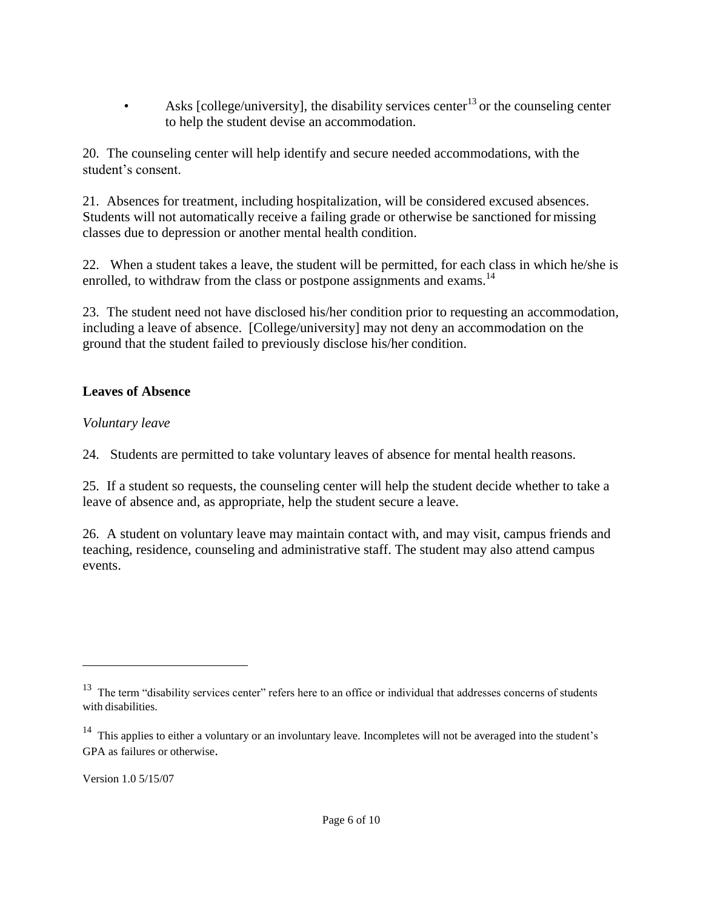- Asks [college/university], the disability services center[13] or the counseling center to help the student devise an accommodation.

20. The counseling center will help identify and secure needed accommodations, with the student's consent.

21. Absences for treatment, including hospitalization, will be considered excused absences. Students will not automatically receive a failing grade or otherwise be sanctioned for missing classes due to depression or another mental health condition.

22. When a student takes a leave, the student will be permitted, for each class in which he/she is enrolled, to withdraw from the class or postpone assignments and exams.[14]

23. The student need not have disclosed his/her condition prior to requesting an accommodation, including a leave of absence. [College/university] may not deny an accommodation on the ground that the student failed to previously disclose his/her condition.

**Leaves of Absence**

*Voluntary leave*

24. Students are permitted to take voluntary leaves of absence for mental health reasons.

25. If a student so requests, the counseling center will help the student decide whether to take a leave of absence and, as appropriate, help the student secure a leave.

26. A student on voluntary leave may maintain contact with, and may visit, campus friends and teaching, residence, counseling and administrative staff. The student may also attend campus events.

---

[13] The term "disability services center" refers here to an office or individual that addresses concerns of students with disabilities.

[14] This applies to either a voluntary or an involuntary leave. Incompletes will not be averaged into the student's GPA as failures or otherwise.

Version 1.0 5/15/07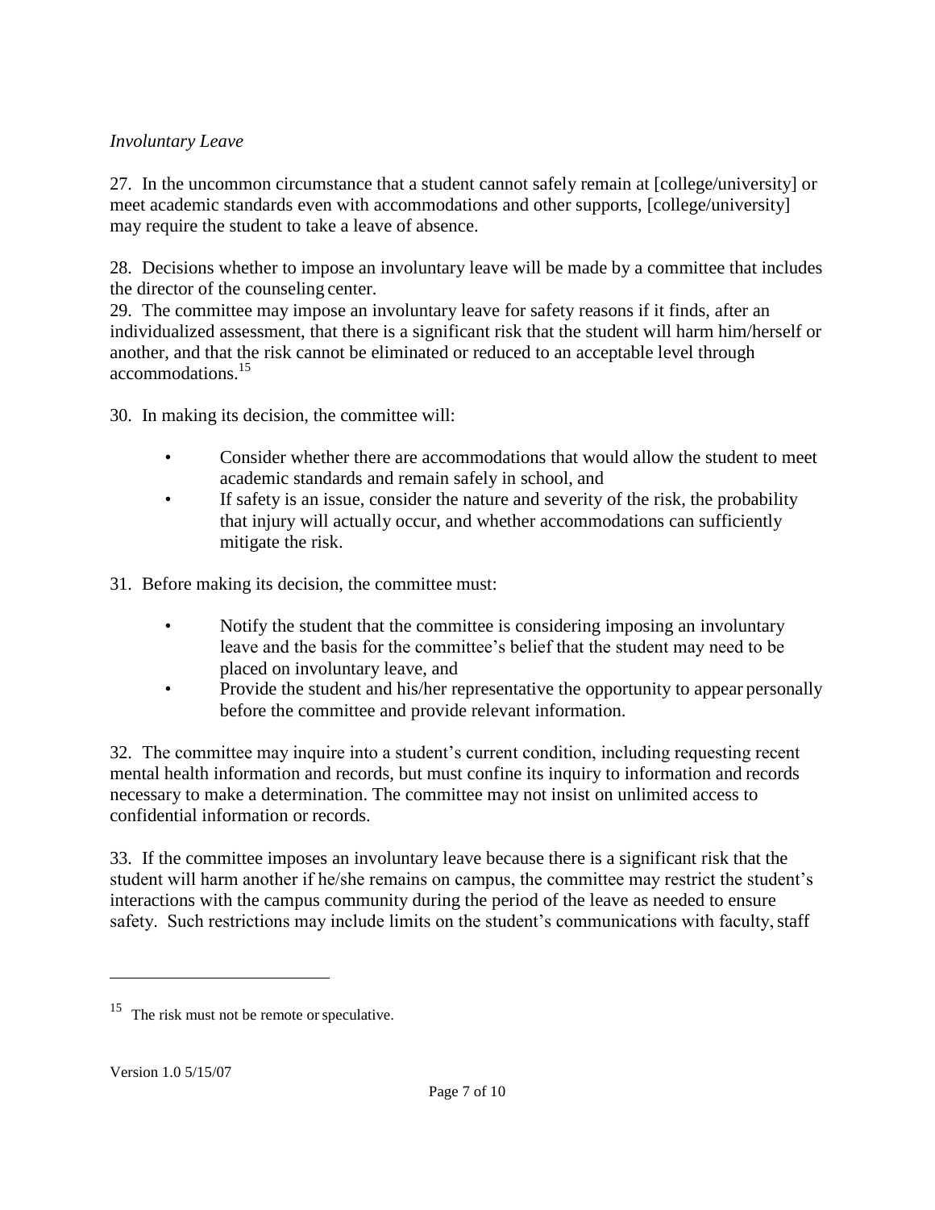*Involuntary Leave*

27. In the uncommon circumstance that a student cannot safely remain at [college/university] or meet academic standards even with accommodations and other supports, [college/university] may require the student to take a leave of absence.

28. Decisions whether to impose an involuntary leave will be made by a committee that includes the director of the counseling center.

29. The committee may impose an involuntary leave for safety reasons if it finds, after an individualized assessment, that there is a significant risk that the student will harm him/herself or another, and that the risk cannot be eliminated or reduced to an acceptable level through accommodations.[15]

30. In making its decision, the committee will:

- Consider whether there are accommodations that would allow the student to meet academic standards and remain safely in school, and
- If safety is an issue, consider the nature and severity of the risk, the probability that injury will actually occur, and whether accommodations can sufficiently mitigate the risk.

31. Before making its decision, the committee must:

- Notify the student that the committee is considering imposing an involuntary leave and the basis for the committee's belief that the student may need to be placed on involuntary leave, and
- Provide the student and his/her representative the opportunity to appear personally before the committee and provide relevant information.

32. The committee may inquire into a student's current condition, including requesting recent mental health information and records, but must confine its inquiry to information and records necessary to make a determination. The committee may not insist on unlimited access to confidential information or records.

33. If the committee imposes an involuntary leave because there is a significant risk that the student will harm another if he/she remains on campus, the committee may restrict the student's interactions with the campus community during the period of the leave as needed to ensure safety. Such restrictions may include limits on the student's communications with faculty, staff

---

[15] The risk must not be remote or speculative.

Version 1.0 5/15/07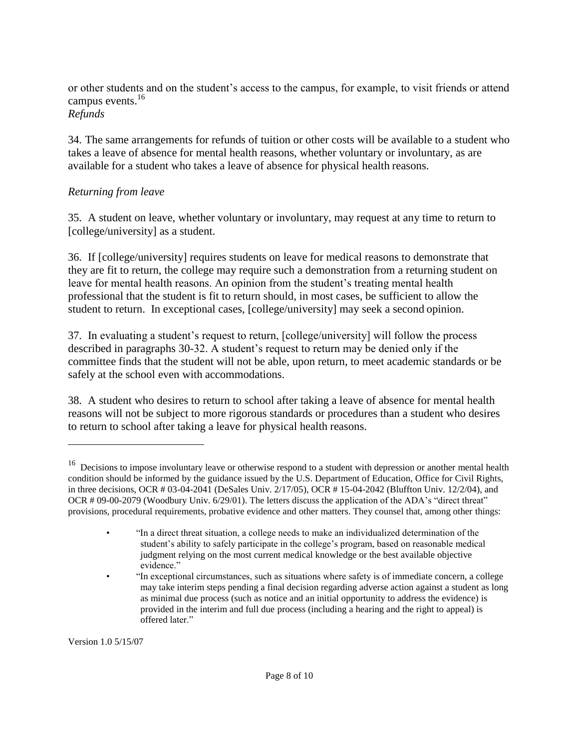or other students and on the student's access to the campus, for example, to visit friends or attend campus events.[16]

*Refunds*

34. The same arrangements for refunds of tuition or other costs will be available to a student who takes a leave of absence for mental health reasons, whether voluntary or involuntary, as are available for a student who takes a leave of absence for physical health reasons.

*Returning from leave*

35. A student on leave, whether voluntary or involuntary, may request at any time to return to [college/university] as a student.

36. If [college/university] requires students on leave for medical reasons to demonstrate that they are fit to return, the college may require such a demonstration from a returning student on leave for mental health reasons. An opinion from the student's treating mental health professional that the student is fit to return should, in most cases, be sufficient to allow the student to return. In exceptional cases, [college/university] may seek a second opinion.

37. In evaluating a student's request to return, [college/university] will follow the process described in paragraphs 30-32. A student's request to return may be denied only if the committee finds that the student will not be able, upon return, to meet academic standards or be safely at the school even with accommodations.

38. A student who desires to return to school after taking a leave of absence for mental health reasons will not be subject to more rigorous standards or procedures than a student who desires to return to school after taking a leave for physical health reasons.

---

[16] Decisions to impose involuntary leave or otherwise respond to a student with depression or another mental health condition should be informed by the guidance issued by the U.S. Department of Education, Office for Civil Rights, in three decisions, OCR # 03-04-2041 (DeSales Univ. 2/17/05), OCR # 15-04-2042 (Bluffton Univ. 12/2/04), and OCR # 09-00-2079 (Woodbury Univ. 6/29/01). The letters discuss the application of the ADA's "direct threat" provisions, procedural requirements, probative evidence and other matters. They counsel that, among other things:

- "In a direct threat situation, a college needs to make an individualized determination of the student's ability to safely participate in the college's program, based on reasonable medical judgment relying on the most current medical knowledge or the best available objective evidence."
- "In exceptional circumstances, such as situations where safety is of immediate concern, a college may take interim steps pending a final decision regarding adverse action against a student as long as minimal due process (such as notice and an initial opportunity to address the evidence) is provided in the interim and full due process (including a hearing and the right to appeal) is offered later."

Version 1.0 5/15/07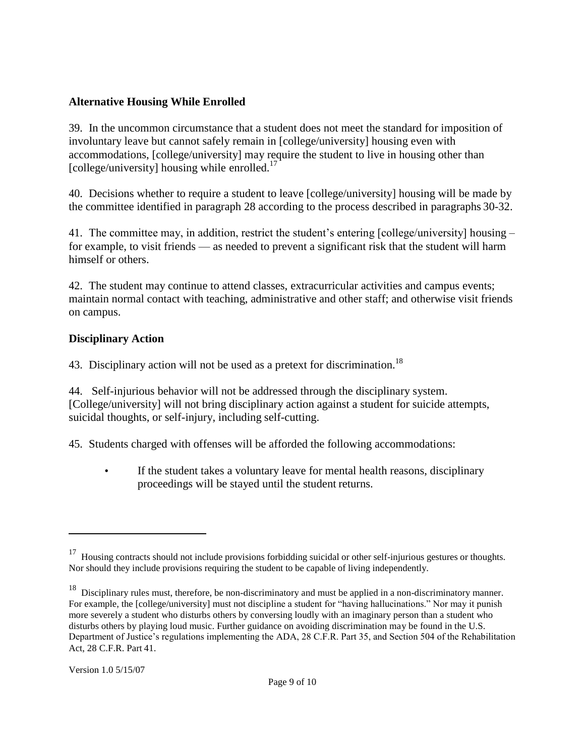### Alternative Housing While Enrolled

39. In the uncommon circumstance that a student does not meet the standard for imposition of involuntary leave but cannot safely remain in [college/university] housing even with accommodations, [college/university] may require the student to live in housing other than [college/university] housing while enrolled.[17]

40. Decisions whether to require a student to leave [college/university] housing will be made by the committee identified in paragraph 28 according to the process described in paragraphs 30-32.

41. The committee may, in addition, restrict the student's entering [college/university] housing – for example, to visit friends — as needed to prevent a significant risk that the student will harm himself or others.

42. The student may continue to attend classes, extracurricular activities and campus events; maintain normal contact with teaching, administrative and other staff; and otherwise visit friends on campus.

### Disciplinary Action

43. Disciplinary action will not be used as a pretext for discrimination.[18]

44. Self-injurious behavior will not be addressed through the disciplinary system. [College/university] will not bring disciplinary action against a student for suicide attempts, suicidal thoughts, or self-injury, including self-cutting.

45. Students charged with offenses will be afforded the following accommodations:

- If the student takes a voluntary leave for mental health reasons, disciplinary proceedings will be stayed until the student returns.

---

[17] Housing contracts should not include provisions forbidding suicidal or other self-injurious gestures or thoughts. Nor should they include provisions requiring the student to be capable of living independently.

[18] Disciplinary rules must, therefore, be non-discriminatory and must be applied in a non-discriminatory manner. For example, the [college/university] must not discipline a student for "having hallucinations." Nor may it punish more severely a student who disturbs others by conversing loudly with an imaginary person than a student who disturbs others by playing loud music. Further guidance on avoiding discrimination may be found in the U.S. Department of Justice's regulations implementing the ADA, 28 C.F.R. Part 35, and Section 504 of the Rehabilitation Act, 28 C.F.R. Part 41.

Version 1.0 5/15/07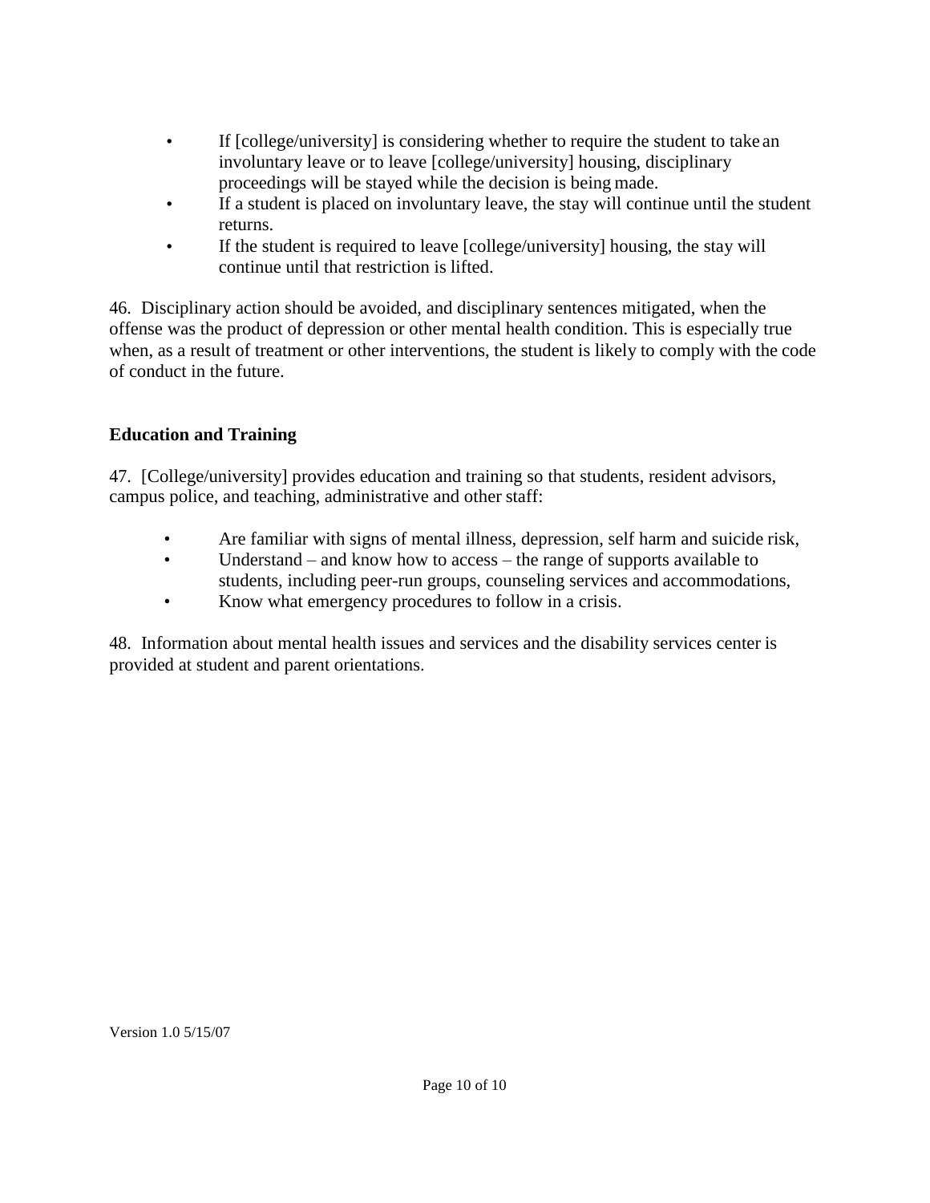- If [college/university] is considering whether to require the student to take an involuntary leave or to leave [college/university] housing, disciplinary proceedings will be stayed while the decision is being made.
- If a student is placed on involuntary leave, the stay will continue until the student returns.
- If the student is required to leave [college/university] housing, the stay will continue until that restriction is lifted.

46. Disciplinary action should be avoided, and disciplinary sentences mitigated, when the offense was the product of depression or other mental health condition. This is especially true when, as a result of treatment or other interventions, the student is likely to comply with the code of conduct in the future.

**Education and Training**

47. [College/university] provides education and training so that students, resident advisors, campus police, and teaching, administrative and other staff:

- Are familiar with signs of mental illness, depression, self harm and suicide risk,
- Understand – and know how to access – the range of supports available to students, including peer-run groups, counseling services and accommodations,
- Know what emergency procedures to follow in a crisis.

48. Information about mental health issues and services and the disability services center is provided at student and parent orientations.

Version 1.0 5/15/07